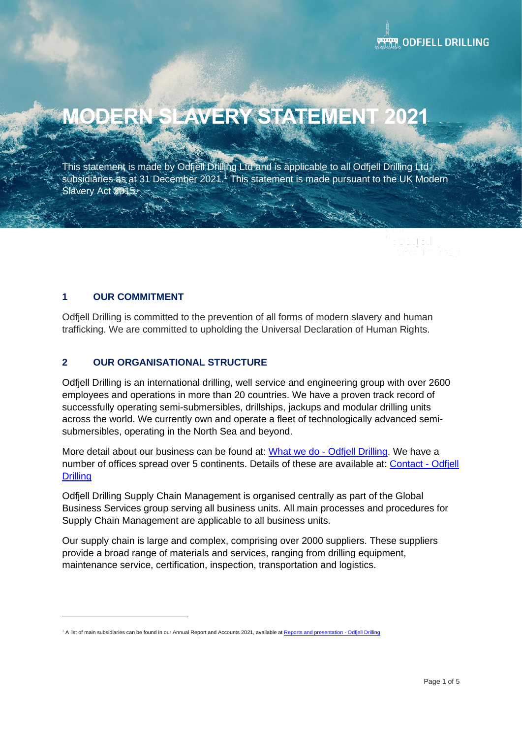# MODERN SLAVERY STATEMENT 2021

This statement is made by Odfjell Drilling Ltd and is applicable to all Odfjell Drilling Ltd subsidiaries as at 31 December 2021.[1] This statement is made pursuant to the UK Modern Slavery Act 2015.

## 1 OUR COMMITMENT

Odfjell Drilling is committed to the prevention of all forms of modern slavery and human trafficking. We are committed to upholding the Universal Declaration of Human Rights.

## 2 OUR ORGANISATIONAL STRUCTURE

Odfjell Drilling is an international drilling, well service and engineering group with over 2600 employees and operations in more than 20 countries. We have a proven track record of successfully operating semi-submersibles, drillships, jackups and modular drilling units across the world. We currently own and operate a fleet of technologically advanced semi-submersibles, operating in the North Sea and beyond.

More detail about our business can be found at: [What we do - Odfjell Drilling](). We have a number of offices spread over 5 continents. Details of these are available at: [Contact - Odfjell Drilling]()

Odfjell Drilling Supply Chain Management is organised centrally as part of the Global Business Services group serving all business units. All main processes and procedures for Supply Chain Management are applicable to all business units.

Our supply chain is large and complex, comprising over 2000 suppliers. These suppliers provide a broad range of materials and services, ranging from drilling equipment, maintenance service, certification, inspection, transportation and logistics.

---

[1] A list of main subsidiaries can be found in our Annual Report and Accounts 2021, available at [Reports and presentation - Odfjell Drilling]()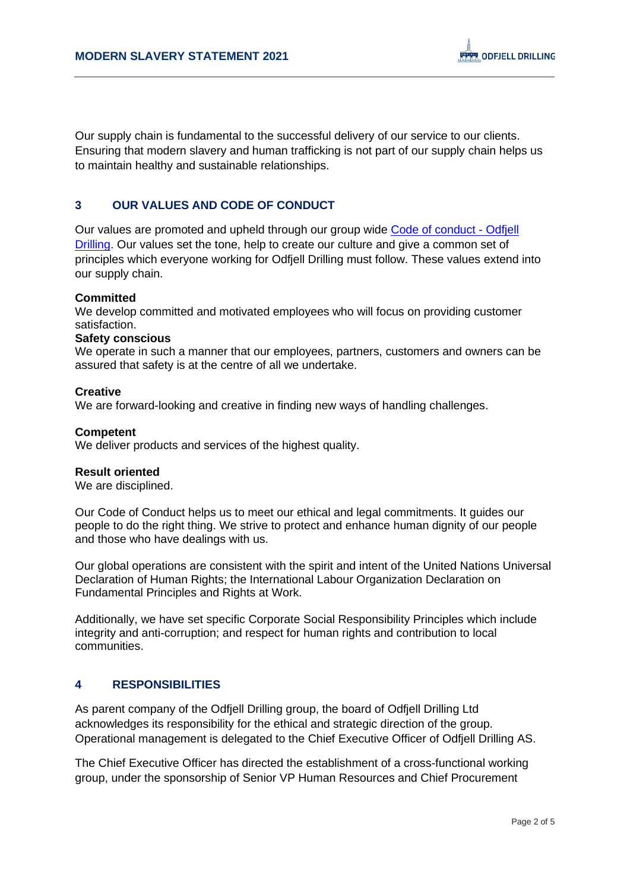Our supply chain is fundamental to the successful delivery of our service to our clients. Ensuring that modern slavery and human trafficking is not part of our supply chain helps us to maintain healthy and sustainable relationships.

## 3 OUR VALUES AND CODE OF CONDUCT

Our values are promoted and upheld through our group wide [Code of conduct - Odfjell Drilling](). Our values set the tone, help to create our culture and give a common set of principles which everyone working for Odfjell Drilling must follow. These values extend into our supply chain.

**Committed**
We develop committed and motivated employees who will focus on providing customer satisfaction.

**Safety conscious**
We operate in such a manner that our employees, partners, customers and owners can be assured that safety is at the centre of all we undertake.

**Creative**
We are forward-looking and creative in finding new ways of handling challenges.

**Competent**
We deliver products and services of the highest quality.

**Result oriented**
We are disciplined.

Our Code of Conduct helps us to meet our ethical and legal commitments. It guides our people to do the right thing. We strive to protect and enhance human dignity of our people and those who have dealings with us.

Our global operations are consistent with the spirit and intent of the United Nations Universal Declaration of Human Rights; the International Labour Organization Declaration on Fundamental Principles and Rights at Work.

Additionally, we have set specific Corporate Social Responsibility Principles which include integrity and anti-corruption; and respect for human rights and contribution to local communities.

## 4 RESPONSIBILITIES

As parent company of the Odfjell Drilling group, the board of Odfjell Drilling Ltd acknowledges its responsibility for the ethical and strategic direction of the group. Operational management is delegated to the Chief Executive Officer of Odfjell Drilling AS.

The Chief Executive Officer has directed the establishment of a cross-functional working group, under the sponsorship of Senior VP Human Resources and Chief Procurement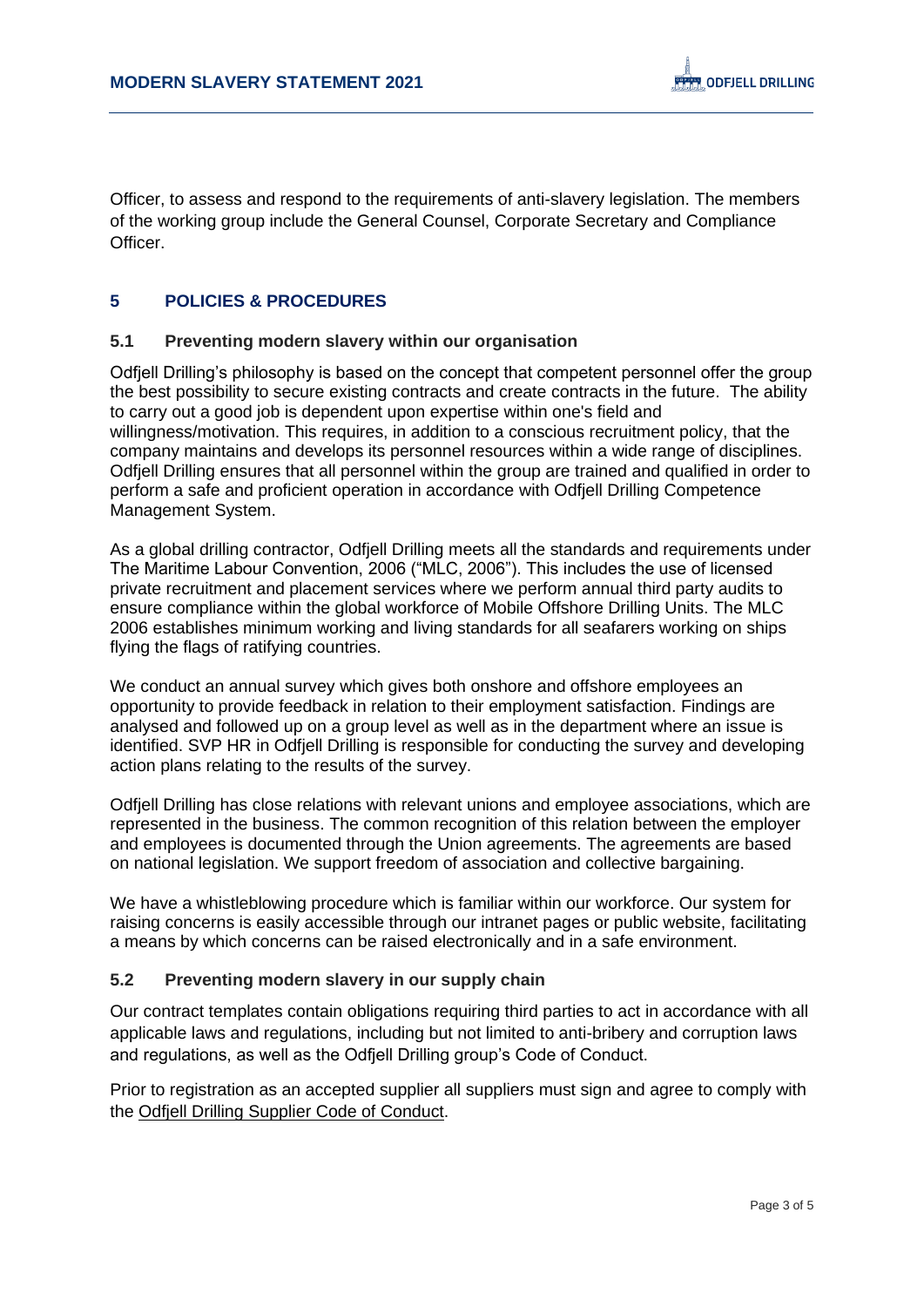Officer, to assess and respond to the requirements of anti-slavery legislation. The members of the working group include the General Counsel, Corporate Secretary and Compliance Officer.

## 5 POLICIES & PROCEDURES

### 5.1 Preventing modern slavery within our organisation

Odfjell Drilling's philosophy is based on the concept that competent personnel offer the group the best possibility to secure existing contracts and create contracts in the future. The ability to carry out a good job is dependent upon expertise within one's field and willingness/motivation. This requires, in addition to a conscious recruitment policy, that the company maintains and develops its personnel resources within a wide range of disciplines. Odfjell Drilling ensures that all personnel within the group are trained and qualified in order to perform a safe and proficient operation in accordance with Odfjell Drilling Competence Management System.

As a global drilling contractor, Odfjell Drilling meets all the standards and requirements under The Maritime Labour Convention, 2006 ("MLC, 2006"). This includes the use of licensed private recruitment and placement services where we perform annual third party audits to ensure compliance within the global workforce of Mobile Offshore Drilling Units. The MLC 2006 establishes minimum working and living standards for all seafarers working on ships flying the flags of ratifying countries.

We conduct an annual survey which gives both onshore and offshore employees an opportunity to provide feedback in relation to their employment satisfaction. Findings are analysed and followed up on a group level as well as in the department where an issue is identified. SVP HR in Odfjell Drilling is responsible for conducting the survey and developing action plans relating to the results of the survey.

Odfjell Drilling has close relations with relevant unions and employee associations, which are represented in the business. The common recognition of this relation between the employer and employees is documented through the Union agreements. The agreements are based on national legislation. We support freedom of association and collective bargaining.

We have a whistleblowing procedure which is familiar within our workforce. Our system for raising concerns is easily accessible through our intranet pages or public website, facilitating a means by which concerns can be raised electronically and in a safe environment.

### 5.2 Preventing modern slavery in our supply chain

Our contract templates contain obligations requiring third parties to act in accordance with all applicable laws and regulations, including but not limited to anti-bribery and corruption laws and regulations, as well as the Odfjell Drilling group's Code of Conduct.

Prior to registration as an accepted supplier all suppliers must sign and agree to comply with the Odfjell Drilling Supplier Code of Conduct.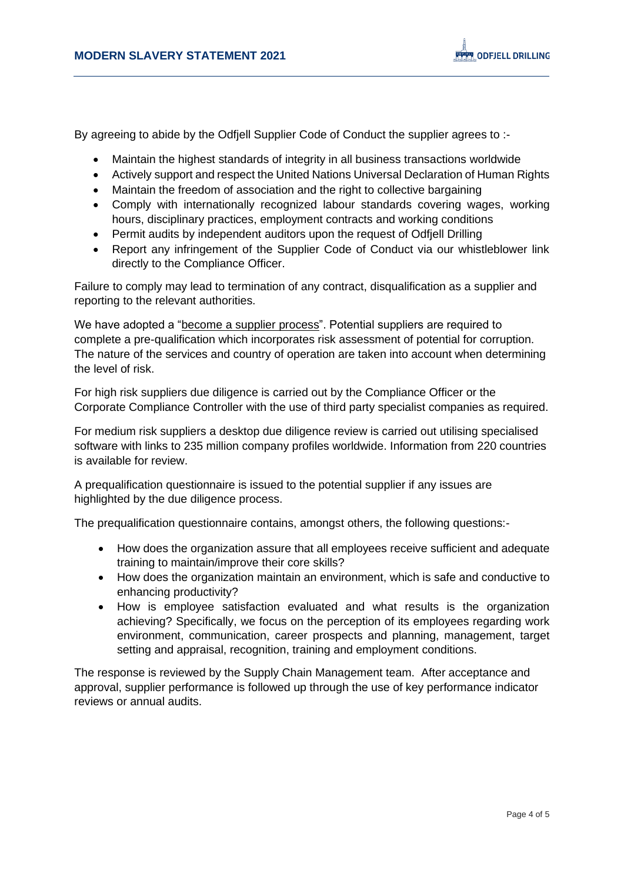By agreeing to abide by the Odfjell Supplier Code of Conduct the supplier agrees to :-

- Maintain the highest standards of integrity in all business transactions worldwide
- Actively support and respect the United Nations Universal Declaration of Human Rights
- Maintain the freedom of association and the right to collective bargaining
- Comply with internationally recognized labour standards covering wages, working hours, disciplinary practices, employment contracts and working conditions
- Permit audits by independent auditors upon the request of Odfjell Drilling
- Report any infringement of the Supplier Code of Conduct via our whistleblower link directly to the Compliance Officer.

Failure to comply may lead to termination of any contract, disqualification as a supplier and reporting to the relevant authorities.

We have adopted a "become a supplier process". Potential suppliers are required to complete a pre-qualification which incorporates risk assessment of potential for corruption. The nature of the services and country of operation are taken into account when determining the level of risk.

For high risk suppliers due diligence is carried out by the Compliance Officer or the Corporate Compliance Controller with the use of third party specialist companies as required.

For medium risk suppliers a desktop due diligence review is carried out utilising specialised software with links to 235 million company profiles worldwide. Information from 220 countries is available for review.

A prequalification questionnaire is issued to the potential supplier if any issues are highlighted by the due diligence process.

The prequalification questionnaire contains, amongst others, the following questions:-

- How does the organization assure that all employees receive sufficient and adequate training to maintain/improve their core skills?
- How does the organization maintain an environment, which is safe and conductive to enhancing productivity?
- How is employee satisfaction evaluated and what results is the organization achieving? Specifically, we focus on the perception of its employees regarding work environment, communication, career prospects and planning, management, target setting and appraisal, recognition, training and employment conditions.

The response is reviewed by the Supply Chain Management team. After acceptance and approval, supplier performance is followed up through the use of key performance indicator reviews or annual audits.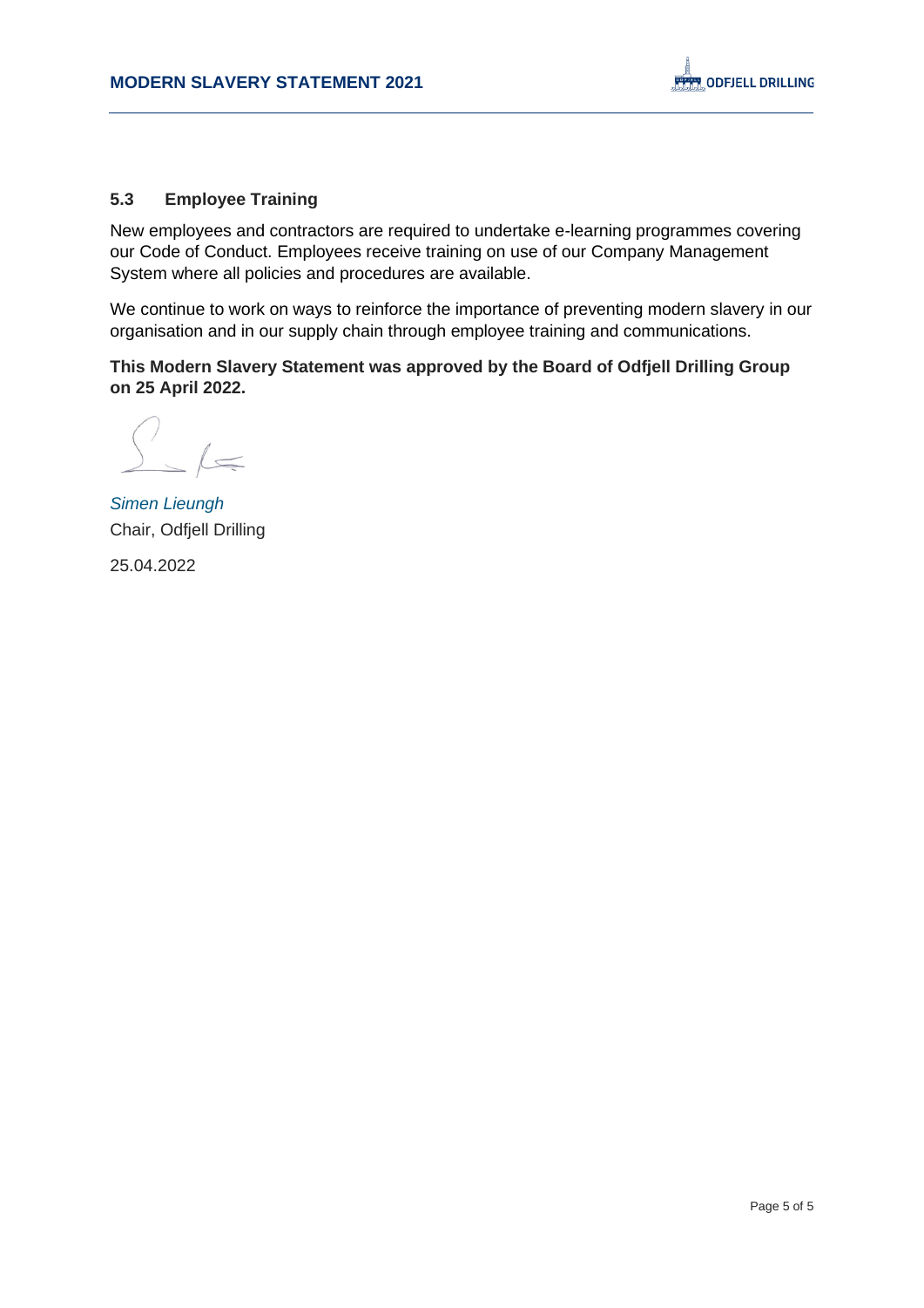## 5.3 Employee Training

New employees and contractors are required to undertake e-learning programmes covering our Code of Conduct. Employees receive training on use of our Company Management System where all policies and procedures are available.

We continue to work on ways to reinforce the importance of preventing modern slavery in our organisation and in our supply chain through employee training and communications.

**This Modern Slavery Statement was approved by the Board of Odfjell Drilling Group on 25 April 2022.**

*Simen Lieungh*
Chair, Odfjell Drilling

25.04.2022